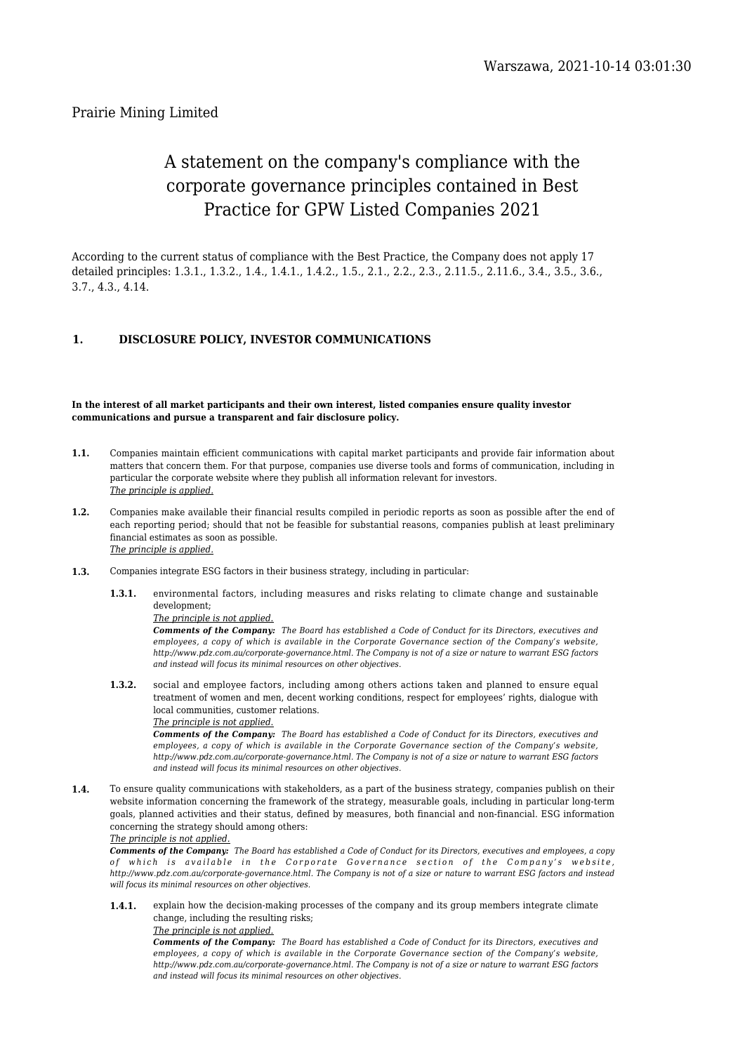Warszawa, 2021-10-14 03:01:30

Prairie Mining Limited

# A statement on the company's compliance with the corporate governance principles contained in Best Practice for GPW Listed Companies 2021

According to the current status of compliance with the Best Practice, the Company does not apply 17 detailed principles: 1.3.1., 1.3.2., 1.4., 1.4.1., 1.4.2., 1.5., 2.1., 2.2., 2.3., 2.11.5., 2.11.6., 3.4., 3.5., 3.6., 3.7., 4.3., 4.14.

## 1. DISCLOSURE POLICY, INVESTOR COMMUNICATIONS

**In the interest of all market participants and their own interest, listed companies ensure quality investor communications and pursue a transparent and fair disclosure policy.**

**1.1.** Companies maintain efficient communications with capital market participants and provide fair information about matters that concern them. For that purpose, companies use diverse tools and forms of communication, including in particular the corporate website where they publish all information relevant for investors.
*The principle is applied.*

**1.2.** Companies make available their financial results compiled in periodic reports as soon as possible after the end of each reporting period; should that not be feasible for substantial reasons, companies publish at least preliminary financial estimates as soon as possible.
*The principle is applied.*

**1.3.** Companies integrate ESG factors in their business strategy, including in particular:

**1.3.1.** environmental factors, including measures and risks relating to climate change and sustainable development;
*The principle is not applied.*
***Comments of the Company:*** *The Board has established a Code of Conduct for its Directors, executives and employees, a copy of which is available in the Corporate Governance section of the Company's website, http://www.pdz.com.au/corporate-governance.html. The Company is not of a size or nature to warrant ESG factors and instead will focus its minimal resources on other objectives.*

**1.3.2.** social and employee factors, including among others actions taken and planned to ensure equal treatment of women and men, decent working conditions, respect for employees' rights, dialogue with local communities, customer relations.
*The principle is not applied.*
***Comments of the Company:*** *The Board has established a Code of Conduct for its Directors, executives and employees, a copy of which is available in the Corporate Governance section of the Company's website, http://www.pdz.com.au/corporate-governance.html. The Company is not of a size or nature to warrant ESG factors and instead will focus its minimal resources on other objectives.*

**1.4.** To ensure quality communications with stakeholders, as a part of the business strategy, companies publish on their website information concerning the framework of the strategy, measurable goals, including in particular long-term goals, planned activities and their status, defined by measures, both financial and non-financial. ESG information concerning the strategy should among others:
*The principle is not applied.*
***Comments of the Company:*** *The Board has established a Code of Conduct for its Directors, executives and employees, a copy of which is available in the Corporate Governance section of the Company's website, http://www.pdz.com.au/corporate-governance.html. The Company is not of a size or nature to warrant ESG factors and instead will focus its minimal resources on other objectives.*

**1.4.1.** explain how the decision-making processes of the company and its group members integrate climate change, including the resulting risks;
*The principle is not applied.*
***Comments of the Company:*** *The Board has established a Code of Conduct for its Directors, executives and employees, a copy of which is available in the Corporate Governance section of the Company's website, http://www.pdz.com.au/corporate-governance.html. The Company is not of a size or nature to warrant ESG factors and instead will focus its minimal resources on other objectives.*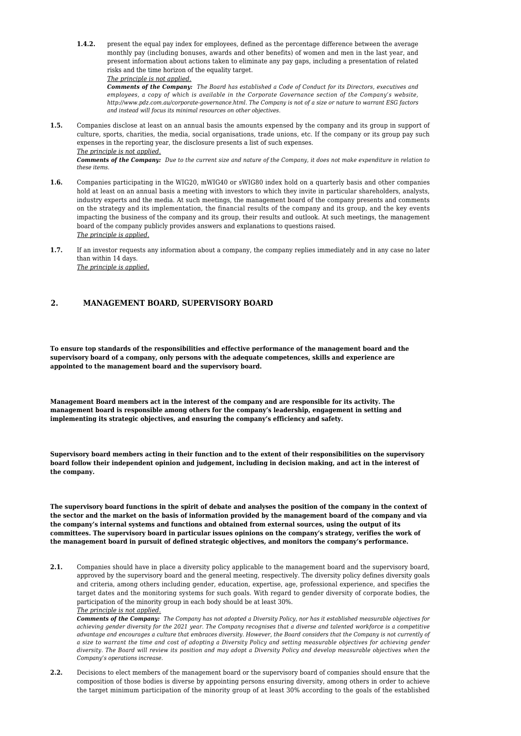**1.4.2.** present the equal pay index for employees, defined as the percentage difference between the average monthly pay (including bonuses, awards and other benefits) of women and men in the last year, and present information about actions taken to eliminate any pay gaps, including a presentation of related risks and the time horizon of the equality target.

*The principle is not applied.*

***Comments of the Company:*** *The Board has established a Code of Conduct for its Directors, executives and employees, a copy of which is available in the Corporate Governance section of the Company's website, http://www.pdz.com.au/corporate-governance.html. The Company is not of a size or nature to warrant ESG factors and instead will focus its minimal resources on other objectives.*

**1.5.** Companies disclose at least on an annual basis the amounts expensed by the company and its group in support of culture, sports, charities, the media, social organisations, trade unions, etc. If the company or its group pay such expenses in the reporting year, the disclosure presents a list of such expenses.

*The principle is not applied.*

***Comments of the Company:*** *Due to the current size and nature of the Company, it does not make expenditure in relation to these items.*

**1.6.** Companies participating in the WIG20, mWIG40 or sWIG80 index hold on a quarterly basis and other companies hold at least on an annual basis a meeting with investors to which they invite in particular shareholders, analysts, industry experts and the media. At such meetings, the management board of the company presents and comments on the strategy and its implementation, the financial results of the company and its group, and the key events impacting the business of the company and its group, their results and outlook. At such meetings, the management board of the company publicly provides answers and explanations to questions raised.

*The principle is applied.*

**1.7.** If an investor requests any information about a company, the company replies immediately and in any case no later than within 14 days.

*The principle is applied.*

## 2. MANAGEMENT BOARD, SUPERVISORY BOARD

**To ensure top standards of the responsibilities and effective performance of the management board and the supervisory board of a company, only persons with the adequate competences, skills and experience are appointed to the management board and the supervisory board.**

**Management Board members act in the interest of the company and are responsible for its activity. The management board is responsible among others for the company's leadership, engagement in setting and implementing its strategic objectives, and ensuring the company's efficiency and safety.**

**Supervisory board members acting in their function and to the extent of their responsibilities on the supervisory board follow their independent opinion and judgement, including in decision making, and act in the interest of the company.**

**The supervisory board functions in the spirit of debate and analyses the position of the company in the context of the sector and the market on the basis of information provided by the management board of the company and via the company's internal systems and functions and obtained from external sources, using the output of its committees. The supervisory board in particular issues opinions on the company's strategy, verifies the work of the management board in pursuit of defined strategic objectives, and monitors the company's performance.**

**2.1.** Companies should have in place a diversity policy applicable to the management board and the supervisory board, approved by the supervisory board and the general meeting, respectively. The diversity policy defines diversity goals and criteria, among others including gender, education, expertise, age, professional experience, and specifies the target dates and the monitoring systems for such goals. With regard to gender diversity of corporate bodies, the participation of the minority group in each body should be at least 30%.

*The principle is not applied.*

***Comments of the Company:*** *The Company has not adopted a Diversity Policy, nor has it established measurable objectives for achieving gender diversity for the 2021 year. The Company recognises that a diverse and talented workforce is a competitive advantage and encourages a culture that embraces diversity. However, the Board considers that the Company is not currently of a size to warrant the time and cost of adopting a Diversity Policy and setting measurable objectives for achieving gender diversity. The Board will review its position and may adopt a Diversity Policy and develop measurable objectives when the Company's operations increase.*

**2.2.** Decisions to elect members of the management board or the supervisory board of companies should ensure that the composition of those bodies is diverse by appointing persons ensuring diversity, among others in order to achieve the target minimum participation of the minority group of at least 30% according to the goals of the established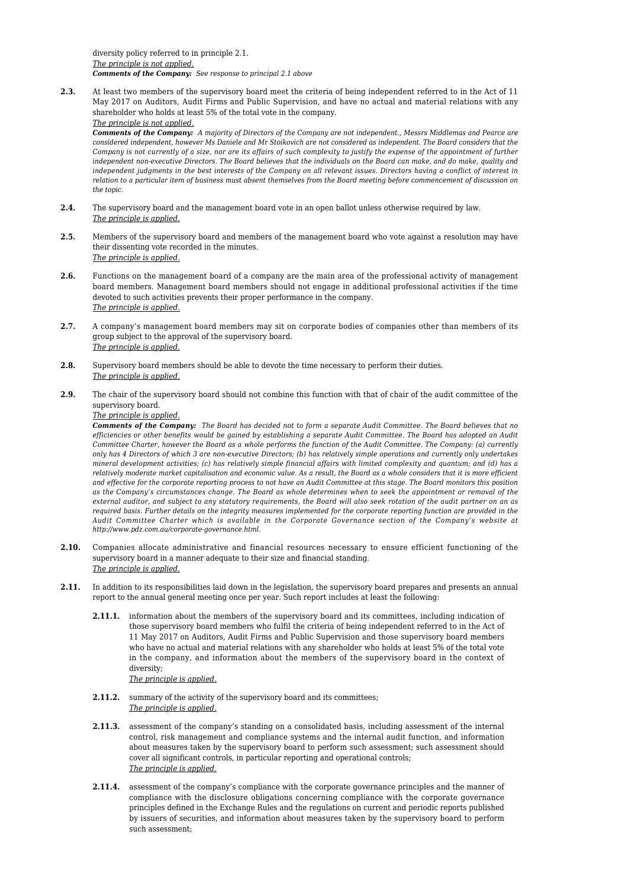diversity policy referred to in principle 2.1.
_The principle is not applied._
***Comments of the Company:*** *See response to principal 2.1 above*

**2.3.** At least two members of the supervisory board meet the criteria of being independent referred to in the Act of 11 May 2017 on Auditors, Audit Firms and Public Supervision, and have no actual and material relations with any shareholder who holds at least 5% of the total vote in the company.
_The principle is not applied._
***Comments of the Company:*** *A majority of Directors of the Company are not independent., Messrs Middlemas and Pearce are considered independent, however Ms Daniele and Mr Stoikovich are not considered as independent. The Board considers that the Company is not currently of a size, nor are its affairs of such complexity to justify the expense of the appointment of further independent non-executive Directors. The Board believes that the individuals on the Board can make, and do make, quality and independent judgments in the best interests of the Company on all relevant issues. Directors having a conflict of interest in relation to a particular item of business must absent themselves from the Board meeting before commencement of discussion on the topic.*

**2.4.** The supervisory board and the management board vote in an open ballot unless otherwise required by law.
_The principle is applied._

**2.5.** Members of the supervisory board and members of the management board who vote against a resolution may have their dissenting vote recorded in the minutes.
_The principle is applied._

**2.6.** Functions on the management board of a company are the main area of the professional activity of management board members. Management board members should not engage in additional professional activities if the time devoted to such activities prevents their proper performance in the company.
_The principle is applied._

**2.7.** A company's management board members may sit on corporate bodies of companies other than members of its group subject to the approval of the supervisory board.
_The principle is applied._

**2.8.** Supervisory board members should be able to devote the time necessary to perform their duties.
_The principle is applied._

**2.9.** The chair of the supervisory board should not combine this function with that of chair of the audit committee of the supervisory board.
_The principle is applied._
***Comments of the Company:*** *The Board has decided not to form a separate Audit Committee. The Board believes that no efficiencies or other benefits would be gained by establishing a separate Audit Committee. The Board has adopted an Audit Committee Charter, however the Board as a whole performs the function of the Audit Committee. The Company: (a) currently only has 4 Directors of which 3 are non-executive Directors; (b) has relatively simple operations and currently only undertakes mineral development activities; (c) has relatively simple financial affairs with limited complexity and quantum; and (d) has a relatively moderate market capitalisation and economic value. As a result, the Board as a whole considers that it is more efficient and effective for the corporate reporting process to not have an Audit Committee at this stage. The Board monitors this position as the Company's circumstances change. The Board as whole determines when to seek the appointment or removal of the external auditor, and subject to any statutory requirements, the Board will also seek rotation of the audit partner on an as required basis. Further details on the integrity measures implemented for the corporate reporting function are provided in the Audit Committee Charter which is available in the Corporate Governance section of the Company's website at http://www.pdz.com.au/corporate-governance.html.*

**2.10.** Companies allocate administrative and financial resources necessary to ensure efficient functioning of the supervisory board in a manner adequate to their size and financial standing.
_The principle is applied._

**2.11.** In addition to its responsibilities laid down in the legislation, the supervisory board prepares and presents an annual report to the annual general meeting once per year. Such report includes at least the following:

- **2.11.1.** information about the members of the supervisory board and its committees, including indication of those supervisory board members who fulfil the criteria of being independent referred to in the Act of 11 May 2017 on Auditors, Audit Firms and Public Supervision and those supervisory board members who have no actual and material relations with any shareholder who holds at least 5% of the total vote in the company, and information about the members of the supervisory board in the context of diversity;
_The principle is applied._

- **2.11.2.** summary of the activity of the supervisory board and its committees;
_The principle is applied._

- **2.11.3.** assessment of the company's standing on a consolidated basis, including assessment of the internal control, risk management and compliance systems and the internal audit function, and information about measures taken by the supervisory board to perform such assessment; such assessment should cover all significant controls, in particular reporting and operational controls;
_The principle is applied._

- **2.11.4.** assessment of the company's compliance with the corporate governance principles and the manner of compliance with the disclosure obligations concerning compliance with the corporate governance principles defined in the Exchange Rules and the regulations on current and periodic reports published by issuers of securities, and information about measures taken by the supervisory board to perform such assessment;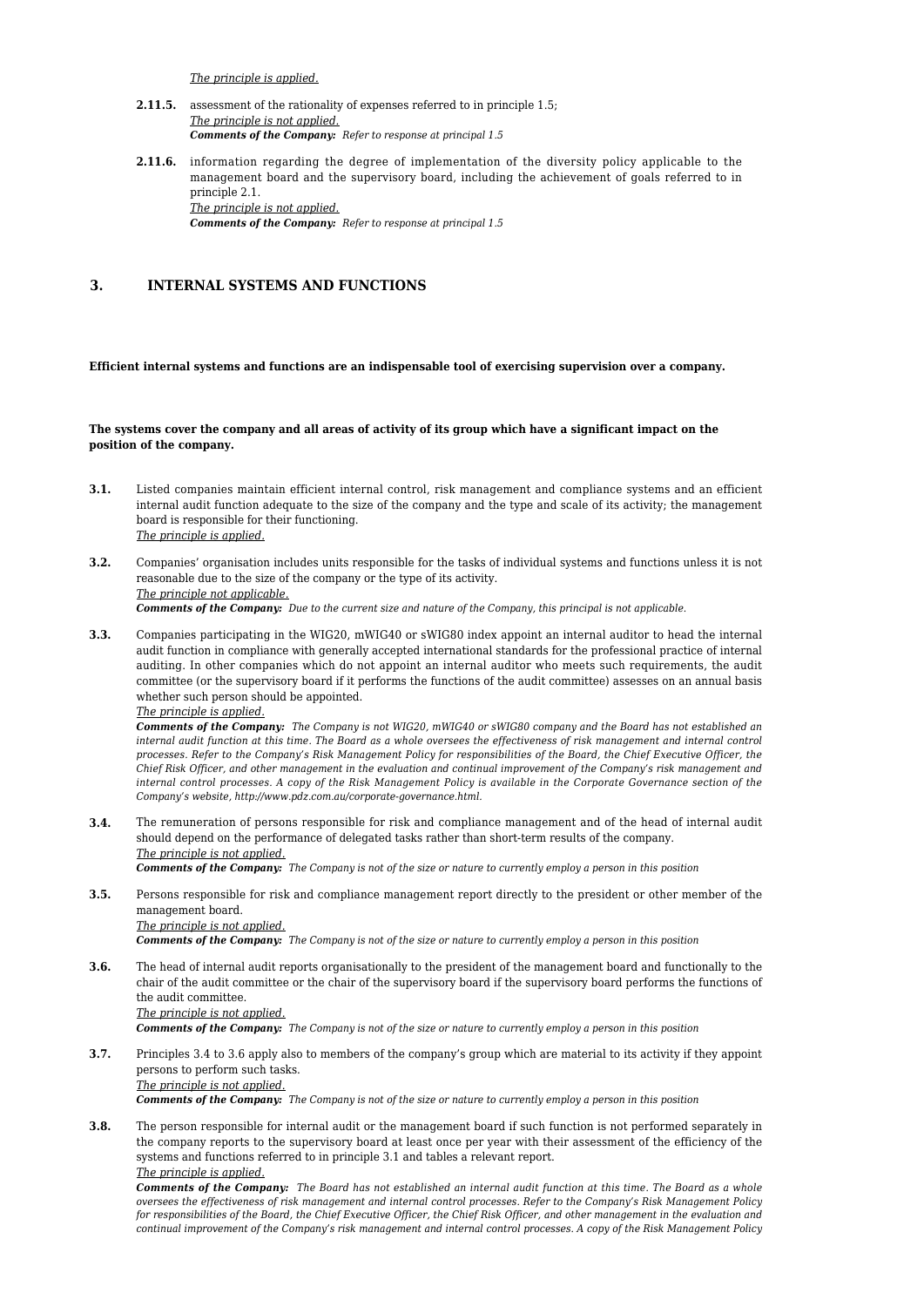_The principle is applied._

**2.11.5.** assessment of the rationality of expenses referred to in principle 1.5;
_The principle is not applied._
***Comments of the Company:*** _Refer to response at principal 1.5_

**2.11.6.** information regarding the degree of implementation of the diversity policy applicable to the management board and the supervisory board, including the achievement of goals referred to in principle 2.1.
_The principle is not applied._
***Comments of the Company:*** _Refer to response at principal 1.5_

## 3. INTERNAL SYSTEMS AND FUNCTIONS

**Efficient internal systems and functions are an indispensable tool of exercising supervision over a company.**

**The systems cover the company and all areas of activity of its group which have a significant impact on the position of the company.**

**3.1.** Listed companies maintain efficient internal control, risk management and compliance systems and an efficient internal audit function adequate to the size of the company and the type and scale of its activity; the management board is responsible for their functioning.
_The principle is applied._

**3.2.** Companies' organisation includes units responsible for the tasks of individual systems and functions unless it is not reasonable due to the size of the company or the type of its activity.
_The principle not applicable._
***Comments of the Company:*** _Due to the current size and nature of the Company, this principal is not applicable._

**3.3.** Companies participating in the WIG20, mWIG40 or sWIG80 index appoint an internal auditor to head the internal audit function in compliance with generally accepted international standards for the professional practice of internal auditing. In other companies which do not appoint an internal auditor who meets such requirements, the audit committee (or the supervisory board if it performs the functions of the audit committee) assesses on an annual basis whether such person should be appointed.
_The principle is applied._
***Comments of the Company:*** _The Company is not WIG20, mWIG40 or sWIG80 company and the Board has not established an internal audit function at this time. The Board as a whole oversees the effectiveness of risk management and internal control processes. Refer to the Company's Risk Management Policy for responsibilities of the Board, the Chief Executive Officer, the Chief Risk Officer, and other management in the evaluation and continual improvement of the Company's risk management and internal control processes. A copy of the Risk Management Policy is available in the Corporate Governance section of the Company's website, http://www.pdz.com.au/corporate-governance.html._

**3.4.** The remuneration of persons responsible for risk and compliance management and of the head of internal audit should depend on the performance of delegated tasks rather than short-term results of the company.
_The principle is not applied._
***Comments of the Company:*** _The Company is not of the size or nature to currently employ a person in this position_

**3.5.** Persons responsible for risk and compliance management report directly to the president or other member of the management board.
_The principle is not applied._
***Comments of the Company:*** _The Company is not of the size or nature to currently employ a person in this position_

**3.6.** The head of internal audit reports organisationally to the president of the management board and functionally to the chair of the audit committee or the chair of the supervisory board if the supervisory board performs the functions of the audit committee.
_The principle is not applied._
***Comments of the Company:*** _The Company is not of the size or nature to currently employ a person in this position_

**3.7.** Principles 3.4 to 3.6 apply also to members of the company's group which are material to its activity if they appoint persons to perform such tasks.
_The principle is not applied._
***Comments of the Company:*** _The Company is not of the size or nature to currently employ a person in this position_

**3.8.** The person responsible for internal audit or the management board if such function is not performed separately in the company reports to the supervisory board at least once per year with their assessment of the efficiency of the systems and functions referred to in principle 3.1 and tables a relevant report.
_The principle is applied._
***Comments of the Company:*** _The Board has not established an internal audit function at this time. The Board as a whole oversees the effectiveness of risk management and internal control processes. Refer to the Company's Risk Management Policy for responsibilities of the Board, the Chief Executive Officer, the Chief Risk Officer, and other management in the evaluation and continual improvement of the Company's risk management and internal control processes. A copy of the Risk Management Policy_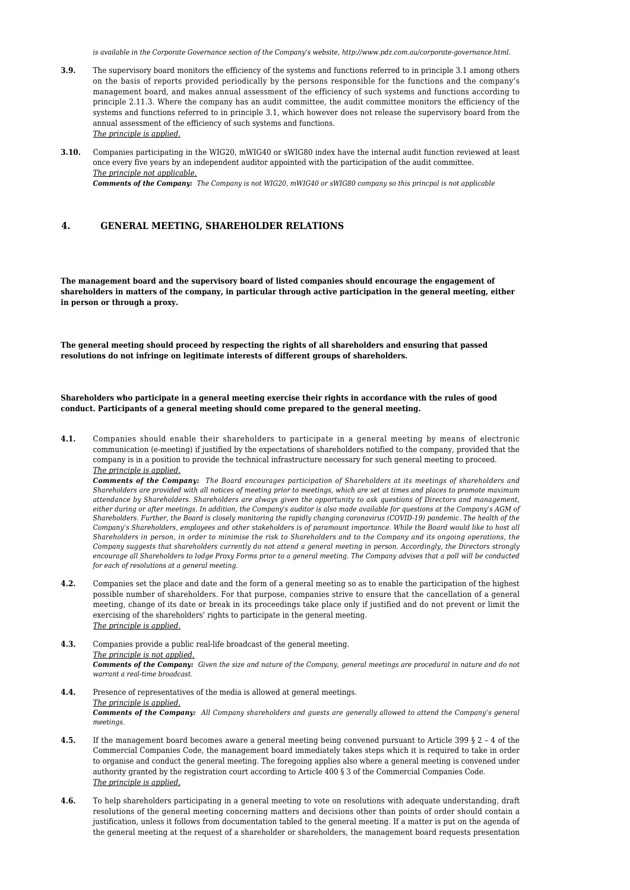*is available in the Corporate Governance section of the Company's website, http://www.pdz.com.au/corporate-governance.html.*

**3.9.** The supervisory board monitors the efficiency of the systems and functions referred to in principle 3.1 among others on the basis of reports provided periodically by the persons responsible for the functions and the company's management board, and makes annual assessment of the efficiency of such systems and functions according to principle 2.11.3. Where the company has an audit committee, the audit committee monitors the efficiency of the systems and functions referred to in principle 3.1, which however does not release the supervisory board from the annual assessment of the efficiency of such systems and functions.
*The principle is applied.*

**3.10.** Companies participating in the WIG20, mWIG40 or sWIG80 index have the internal audit function reviewed at least once every five years by an independent auditor appointed with the participation of the audit committee.
*The principle not applicable.*
***Comments of the Company:*** *The Company is not WIG20, mWIG40 or sWIG80 company so this princpal is not applicable*

## 4. GENERAL MEETING, SHAREHOLDER RELATIONS

**The management board and the supervisory board of listed companies should encourage the engagement of shareholders in matters of the company, in particular through active participation in the general meeting, either in person or through a proxy.**

**The general meeting should proceed by respecting the rights of all shareholders and ensuring that passed resolutions do not infringe on legitimate interests of different groups of shareholders.**

**Shareholders who participate in a general meeting exercise their rights in accordance with the rules of good conduct. Participants of a general meeting should come prepared to the general meeting.**

**4.1.** Companies should enable their shareholders to participate in a general meeting by means of electronic communication (e-meeting) if justified by the expectations of shareholders notified to the company, provided that the company is in a position to provide the technical infrastructure necessary for such general meeting to proceed.
*The principle is applied.*
***Comments of the Company:*** *The Board encourages participation of Shareholders at its meetings of shareholders and Shareholders are provided with all notices of meeting prior to meetings, which are set at times and places to promote maximum attendance by Shareholders. Shareholders are always given the opportunity to ask questions of Directors and management, either during or after meetings. In addition, the Company's auditor is also made available for questions at the Company's AGM of Shareholders. Further, the Board is closely monitoring the rapidly changing coronavirus (COVID-19) pandemic. The health of the Company's Shareholders, employees and other stakeholders is of paramount importance. While the Board would like to host all Shareholders in person, in order to minimise the risk to Shareholders and to the Company and its ongoing operations, the Company suggests that shareholders currently do not attend a general meeting in person. Accordingly, the Directors strongly encourage all Shareholders to lodge Proxy Forms prior to a general meeting. The Company advises that a poll will be conducted for each of resolutions at a general meeting.*

**4.2.** Companies set the place and date and the form of a general meeting so as to enable the participation of the highest possible number of shareholders. For that purpose, companies strive to ensure that the cancellation of a general meeting, change of its date or break in its proceedings take place only if justified and do not prevent or limit the exercising of the shareholders' rights to participate in the general meeting.
*The principle is applied.*

**4.3.** Companies provide a public real-life broadcast of the general meeting.
*The principle is not applied.*
***Comments of the Company:*** *Given the size and nature of the Company, general meetings are procedural in nature and do not warrant a real-time broadcast.*

**4.4.** Presence of representatives of the media is allowed at general meetings.
*The principle is applied.*
***Comments of the Company:*** *All Company shareholders and guests are generally allowed to attend the Company's general meetings.*

**4.5.** If the management board becomes aware a general meeting being convened pursuant to Article 399 § 2 – 4 of the Commercial Companies Code, the management board immediately takes steps which it is required to take in order to organise and conduct the general meeting. The foregoing applies also where a general meeting is convened under authority granted by the registration court according to Article 400 § 3 of the Commercial Companies Code.
*The principle is applied.*

**4.6.** To help shareholders participating in a general meeting to vote on resolutions with adequate understanding, draft resolutions of the general meeting concerning matters and decisions other than points of order should contain a justification, unless it follows from documentation tabled to the general meeting. If a matter is put on the agenda of the general meeting at the request of a shareholder or shareholders, the management board requests presentation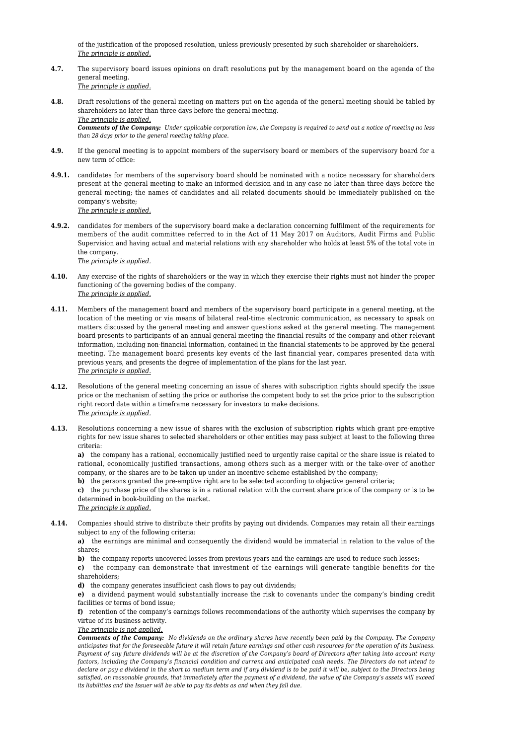of the justification of the proposed resolution, unless previously presented by such shareholder or shareholders.
_The principle is applied._

**4.7.** The supervisory board issues opinions on draft resolutions put by the management board on the agenda of the general meeting.
_The principle is applied._

**4.8.** Draft resolutions of the general meeting on matters put on the agenda of the general meeting should be tabled by shareholders no later than three days before the general meeting.
_The principle is applied._
***Comments of the Company:*** *Under applicable corporation law, the Company is required to send out a notice of meeting no less than 28 days prior to the general meeting taking place.*

**4.9.** If the general meeting is to appoint members of the supervisory board or members of the supervisory board for a new term of office:

**4.9.1.** candidates for members of the supervisory board should be nominated with a notice necessary for shareholders present at the general meeting to make an informed decision and in any case no later than three days before the general meeting; the names of candidates and all related documents should be immediately published on the company's website;
_The principle is applied._

**4.9.2.** candidates for members of the supervisory board make a declaration concerning fulfilment of the requirements for members of the audit committee referred to in the Act of 11 May 2017 on Auditors, Audit Firms and Public Supervision and having actual and material relations with any shareholder who holds at least 5% of the total vote in the company.
_The principle is applied._

**4.10.** Any exercise of the rights of shareholders or the way in which they exercise their rights must not hinder the proper functioning of the governing bodies of the company.
_The principle is applied._

**4.11.** Members of the management board and members of the supervisory board participate in a general meeting, at the location of the meeting or via means of bilateral real-time electronic communication, as necessary to speak on matters discussed by the general meeting and answer questions asked at the general meeting. The management board presents to participants of an annual general meeting the financial results of the company and other relevant information, including non-financial information, contained in the financial statements to be approved by the general meeting. The management board presents key events of the last financial year, compares presented data with previous years, and presents the degree of implementation of the plans for the last year.
_The principle is applied._

**4.12.** Resolutions of the general meeting concerning an issue of shares with subscription rights should specify the issue price or the mechanism of setting the price or authorise the competent body to set the price prior to the subscription right record date within a timeframe necessary for investors to make decisions.
_The principle is applied._

**4.13.** Resolutions concerning a new issue of shares with the exclusion of subscription rights which grant pre-emptive rights for new issue shares to selected shareholders or other entities may pass subject at least to the following three criteria:

**a)** the company has a rational, economically justified need to urgently raise capital or the share issue is related to rational, economically justified transactions, among others such as a merger with or the take-over of another company, or the shares are to be taken up under an incentive scheme established by the company;

**b)** the persons granted the pre-emptive right are to be selected according to objective general criteria;

**c)** the purchase price of the shares is in a rational relation with the current share price of the company or is to be determined in book-building on the market.

_The principle is applied._

**4.14.** Companies should strive to distribute their profits by paying out dividends. Companies may retain all their earnings subject to any of the following criteria:

**a)** the earnings are minimal and consequently the dividend would be immaterial in relation to the value of the shares;

**b)** the company reports uncovered losses from previous years and the earnings are used to reduce such losses;

**c)** the company can demonstrate that investment of the earnings will generate tangible benefits for the shareholders;

**d)** the company generates insufficient cash flows to pay out dividends;

**e)** a dividend payment would substantially increase the risk to covenants under the company's binding credit facilities or terms of bond issue;

**f)** retention of the company's earnings follows recommendations of the authority which supervises the company by virtue of its business activity.

_The principle is not applied._
***Comments of the Company:*** *No dividends on the ordinary shares have recently been paid by the Company. The Company anticipates that for the foreseeable future it will retain future earnings and other cash resources for the operation of its business. Payment of any future dividends will be at the discretion of the Company's board of Directors after taking into account many factors, including the Company's financial condition and current and anticipated cash needs. The Directors do not intend to declare or pay a dividend in the short to medium term and if any dividend is to be paid it will be, subject to the Directors being satisfied, on reasonable grounds, that immediately after the payment of a dividend, the value of the Company's assets will exceed its liabilities and the Issuer will be able to pay its debts as and when they fall due.*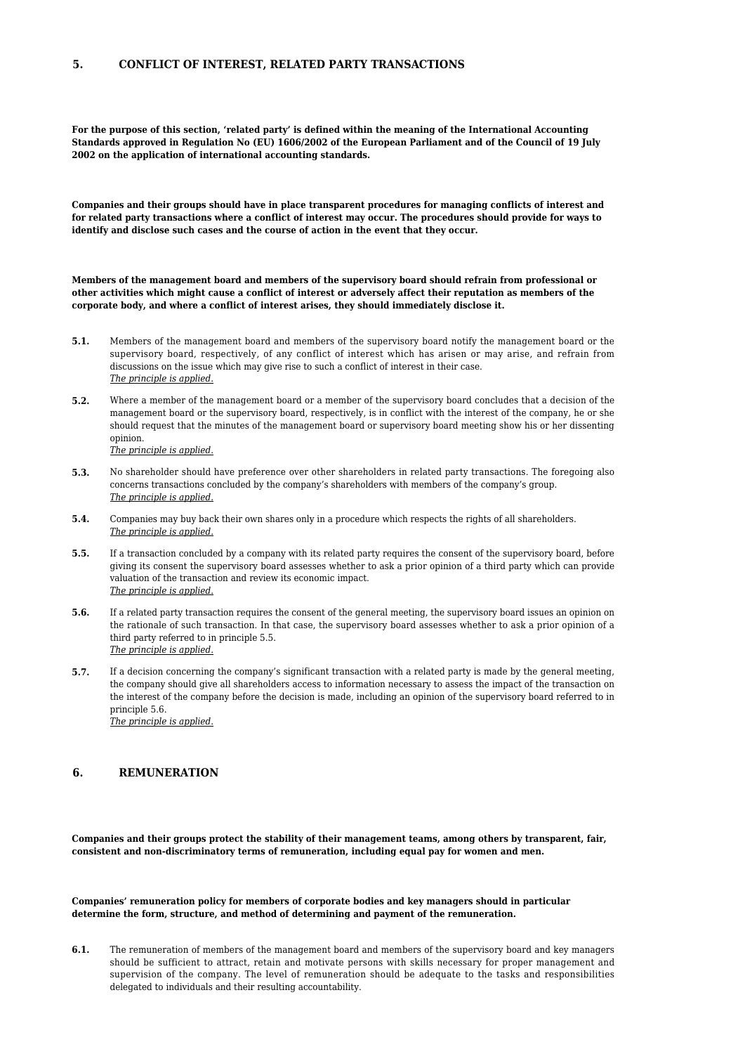## 5. CONFLICT OF INTEREST, RELATED PARTY TRANSACTIONS

**For the purpose of this section, 'related party' is defined within the meaning of the International Accounting Standards approved in Regulation No (EU) 1606/2002 of the European Parliament and of the Council of 19 July 2002 on the application of international accounting standards.**

**Companies and their groups should have in place transparent procedures for managing conflicts of interest and for related party transactions where a conflict of interest may occur. The procedures should provide for ways to identify and disclose such cases and the course of action in the event that they occur.**

**Members of the management board and members of the supervisory board should refrain from professional or other activities which might cause a conflict of interest or adversely affect their reputation as members of the corporate body, and where a conflict of interest arises, they should immediately disclose it.**

**5.1.** Members of the management board and members of the supervisory board notify the management board or the supervisory board, respectively, of any conflict of interest which has arisen or may arise, and refrain from discussions on the issue which may give rise to such a conflict of interest in their case.
*The principle is applied.*

**5.2.** Where a member of the management board or a member of the supervisory board concludes that a decision of the management board or the supervisory board, respectively, is in conflict with the interest of the company, he or she should request that the minutes of the management board or supervisory board meeting show his or her dissenting opinion.
*The principle is applied.*

**5.3.** No shareholder should have preference over other shareholders in related party transactions. The foregoing also concerns transactions concluded by the company's shareholders with members of the company's group.
*The principle is applied.*

**5.4.** Companies may buy back their own shares only in a procedure which respects the rights of all shareholders.
*The principle is applied.*

**5.5.** If a transaction concluded by a company with its related party requires the consent of the supervisory board, before giving its consent the supervisory board assesses whether to ask a prior opinion of a third party which can provide valuation of the transaction and review its economic impact.
*The principle is applied.*

**5.6.** If a related party transaction requires the consent of the general meeting, the supervisory board issues an opinion on the rationale of such transaction. In that case, the supervisory board assesses whether to ask a prior opinion of a third party referred to in principle 5.5.
*The principle is applied.*

**5.7.** If a decision concerning the company's significant transaction with a related party is made by the general meeting, the company should give all shareholders access to information necessary to assess the impact of the transaction on the interest of the company before the decision is made, including an opinion of the supervisory board referred to in principle 5.6.
*The principle is applied.*

## 6. REMUNERATION

**Companies and their groups protect the stability of their management teams, among others by transparent, fair, consistent and non-discriminatory terms of remuneration, including equal pay for women and men.**

**Companies' remuneration policy for members of corporate bodies and key managers should in particular determine the form, structure, and method of determining and payment of the remuneration.**

**6.1.** The remuneration of members of the management board and members of the supervisory board and key managers should be sufficient to attract, retain and motivate persons with skills necessary for proper management and supervision of the company. The level of remuneration should be adequate to the tasks and responsibilities delegated to individuals and their resulting accountability.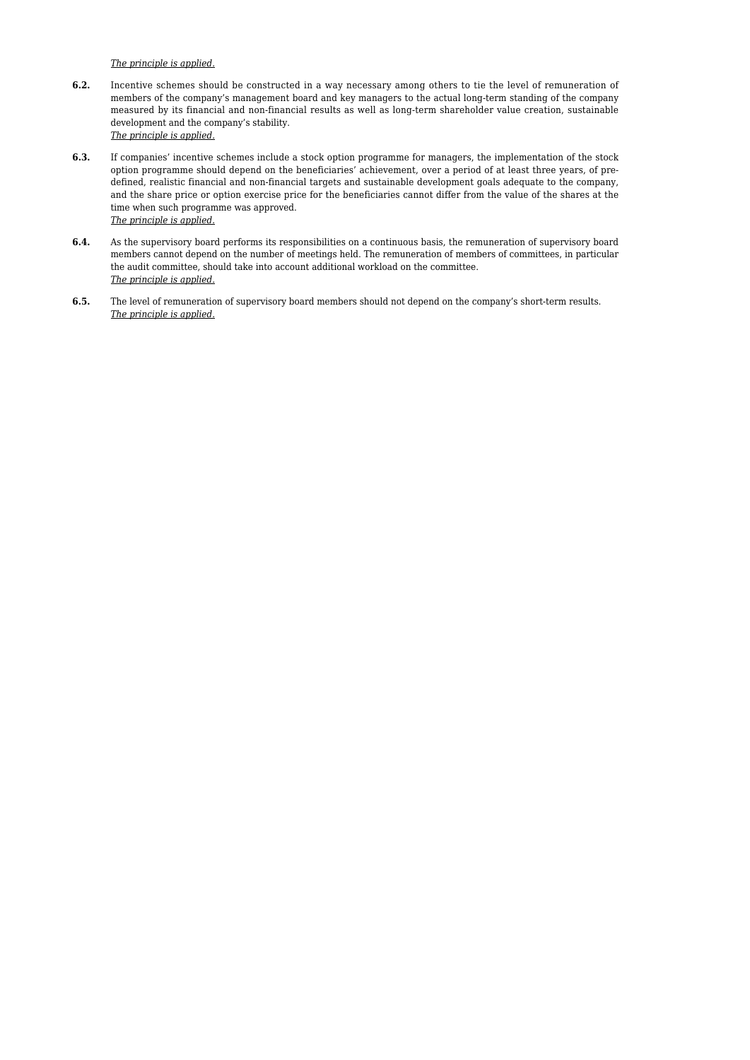*The principle is applied.*

**6.2.** Incentive schemes should be constructed in a way necessary among others to tie the level of remuneration of members of the company's management board and key managers to the actual long-term standing of the company measured by its financial and non-financial results as well as long-term shareholder value creation, sustainable development and the company's stability.
*The principle is applied.*

**6.3.** If companies' incentive schemes include a stock option programme for managers, the implementation of the stock option programme should depend on the beneficiaries' achievement, over a period of at least three years, of pre-defined, realistic financial and non-financial targets and sustainable development goals adequate to the company, and the share price or option exercise price for the beneficiaries cannot differ from the value of the shares at the time when such programme was approved.
*The principle is applied.*

**6.4.** As the supervisory board performs its responsibilities on a continuous basis, the remuneration of supervisory board members cannot depend on the number of meetings held. The remuneration of members of committees, in particular the audit committee, should take into account additional workload on the committee.
*The principle is applied.*

**6.5.** The level of remuneration of supervisory board members should not depend on the company's short-term results.
*The principle is applied.*